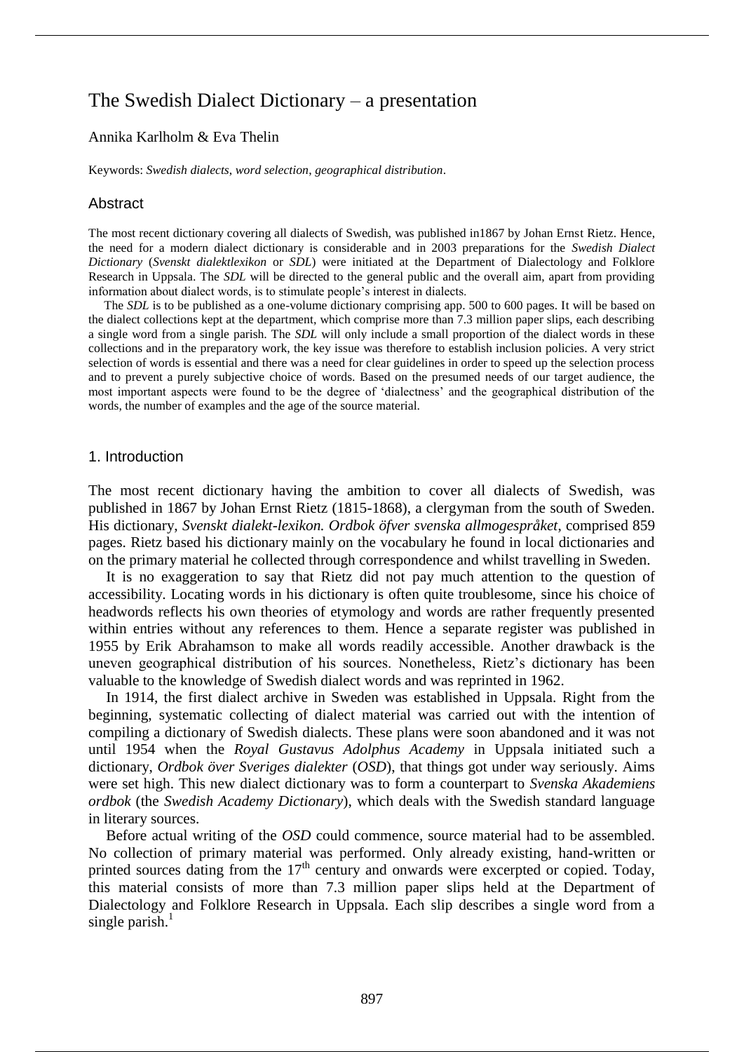# The Swedish Dialect Dictionary – a presentation

Annika Karlholm & Eva Thelin

Keywords: *Swedish dialects*, *word selection*, *geographical distribution*.

## Abstract

The most recent dictionary covering all dialects of Swedish, was published in1867 by Johan Ernst Rietz. Hence, the need for a modern dialect dictionary is considerable and in 2003 preparations for the *Swedish Dialect Dictionary* (*Svenskt dialektlexikon* or *SDL*) were initiated at the Department of Dialectology and Folklore Research in Uppsala. The *SDL* will be directed to the general public and the overall aim, apart from providing information about dialect words, is to stimulate people's interest in dialects.

The *SDL* is to be published as a one-volume dictionary comprising app. 500 to 600 pages. It will be based on the dialect collections kept at the department, which comprise more than 7.3 million paper slips, each describing a single word from a single parish. The *SDL* will only include a small proportion of the dialect words in these collections and in the preparatory work, the key issue was therefore to establish inclusion policies. A very strict selection of words is essential and there was a need for clear guidelines in order to speed up the selection process and to prevent a purely subjective choice of words. Based on the presumed needs of our target audience, the most important aspects were found to be the degree of 'dialectness' and the geographical distribution of the words, the number of examples and the age of the source material.

## 1. Introduction

The most recent dictionary having the ambition to cover all dialects of Swedish, was published in 1867 by Johan Ernst Rietz (1815-1868), a clergyman from the south of Sweden. His dictionary, *Svenskt dialekt-lexikon. Ordbok öfver svenska allmogespråket*, comprised 859 pages. Rietz based his dictionary mainly on the vocabulary he found in local dictionaries and on the primary material he collected through correspondence and whilst travelling in Sweden.

It is no exaggeration to say that Rietz did not pay much attention to the question of accessibility. Locating words in his dictionary is often quite troublesome, since his choice of headwords reflects his own theories of etymology and words are rather frequently presented within entries without any references to them. Hence a separate register was published in 1955 by Erik Abrahamson to make all words readily accessible. Another drawback is the uneven geographical distribution of his sources. Nonetheless, Rietz's dictionary has been valuable to the knowledge of Swedish dialect words and was reprinted in 1962.

In 1914, the first dialect archive in Sweden was established in Uppsala. Right from the beginning, systematic collecting of dialect material was carried out with the intention of compiling a dictionary of Swedish dialects. These plans were soon abandoned and it was not until 1954 when the *Royal Gustavus Adolphus Academy* in Uppsala initiated such a dictionary, *Ordbok över Sveriges dialekter* (*OSD*), that things got under way seriously. Aims were set high. This new dialect dictionary was to form a counterpart to *Svenska Akademiens ordbok* (the *Swedish Academy Dictionary*), which deals with the Swedish standard language in literary sources.

Before actual writing of the *OSD* could commence, source material had to be assembled. No collection of primary material was performed. Only already existing, hand-written or printed sources dating from the 17th century and onwards were excerpted or copied. Today, this material consists of more than 7.3 million paper slips held at the Department of Dialectology and Folklore Research in Uppsala. Each slip describes a single word from a single parish.[1]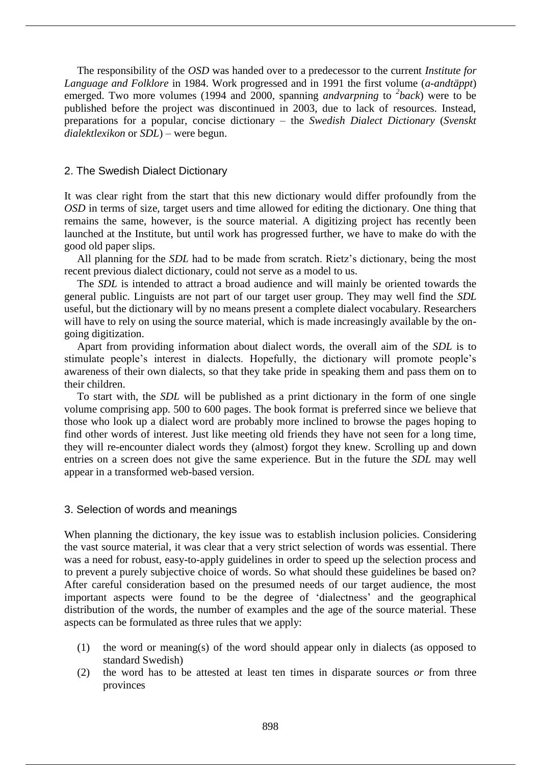The responsibility of the *OSD* was handed over to a predecessor to the current *Institute for Language and Folklore* in 1984. Work progressed and in 1991 the first volume (*a-andtäppt*) emerged. Two more volumes (1994 and 2000, spanning *andvarpning* to $^{2}$*back*) were to be published before the project was discontinued in 2003, due to lack of resources. Instead, preparations for a popular, concise dictionary – the *Swedish Dialect Dictionary* (*Svenskt dialektlexikon* or *SDL*) – were begun.

## 2. The Swedish Dialect Dictionary

It was clear right from the start that this new dictionary would differ profoundly from the *OSD* in terms of size, target users and time allowed for editing the dictionary. One thing that remains the same, however, is the source material. A digitizing project has recently been launched at the Institute, but until work has progressed further, we have to make do with the good old paper slips.

All planning for the *SDL* had to be made from scratch. Rietz's dictionary, being the most recent previous dialect dictionary, could not serve as a model to us.

The *SDL* is intended to attract a broad audience and will mainly be oriented towards the general public. Linguists are not part of our target user group. They may well find the *SDL* useful, but the dictionary will by no means present a complete dialect vocabulary. Researchers will have to rely on using the source material, which is made increasingly available by the on-going digitization.

Apart from providing information about dialect words, the overall aim of the *SDL* is to stimulate people's interest in dialects. Hopefully, the dictionary will promote people's awareness of their own dialects, so that they take pride in speaking them and pass them on to their children.

To start with, the *SDL* will be published as a print dictionary in the form of one single volume comprising app. 500 to 600 pages. The book format is preferred since we believe that those who look up a dialect word are probably more inclined to browse the pages hoping to find other words of interest. Just like meeting old friends they have not seen for a long time, they will re-encounter dialect words they (almost) forgot they knew. Scrolling up and down entries on a screen does not give the same experience. But in the future the *SDL* may well appear in a transformed web-based version.

## 3. Selection of words and meanings

When planning the dictionary, the key issue was to establish inclusion policies. Considering the vast source material, it was clear that a very strict selection of words was essential. There was a need for robust, easy-to-apply guidelines in order to speed up the selection process and to prevent a purely subjective choice of words. So what should these guidelines be based on? After careful consideration based on the presumed needs of our target audience, the most important aspects were found to be the degree of 'dialectness' and the geographical distribution of the words, the number of examples and the age of the source material. These aspects can be formulated as three rules that we apply:

(1) the word or meaning(s) of the word should appear only in dialects (as opposed to standard Swedish)

(2) the word has to be attested at least ten times in disparate sources *or* from three provinces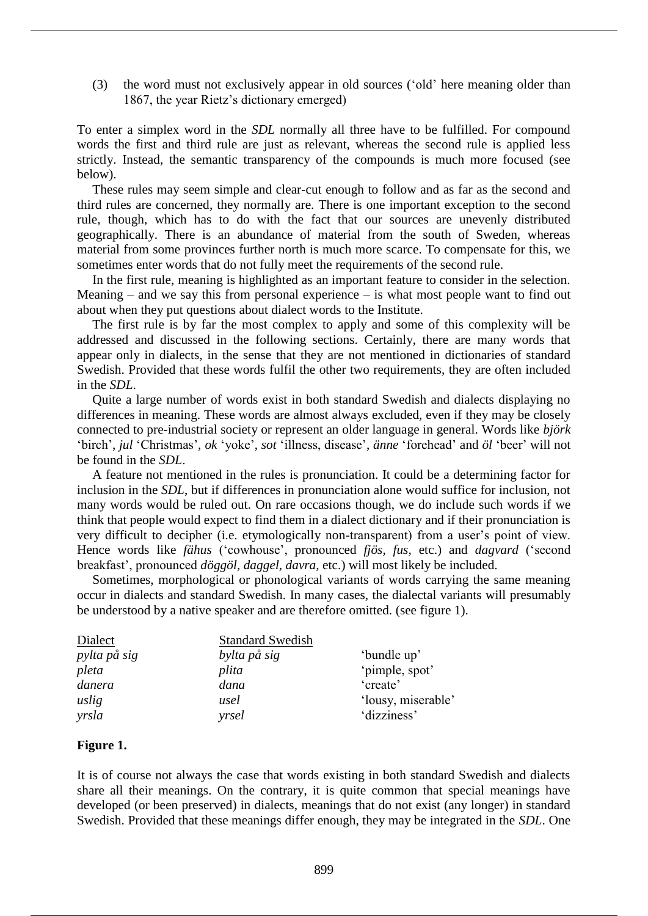(3) the word must not exclusively appear in old sources ('old' here meaning older than 1867, the year Rietz's dictionary emerged)

To enter a simplex word in the *SDL* normally all three have to be fulfilled. For compound words the first and third rule are just as relevant, whereas the second rule is applied less strictly. Instead, the semantic transparency of the compounds is much more focused (see below).

These rules may seem simple and clear-cut enough to follow and as far as the second and third rules are concerned, they normally are. There is one important exception to the second rule, though, which has to do with the fact that our sources are unevenly distributed geographically. There is an abundance of material from the south of Sweden, whereas material from some provinces further north is much more scarce. To compensate for this, we sometimes enter words that do not fully meet the requirements of the second rule.

In the first rule, meaning is highlighted as an important feature to consider in the selection. Meaning – and we say this from personal experience – is what most people want to find out about when they put questions about dialect words to the Institute.

The first rule is by far the most complex to apply and some of this complexity will be addressed and discussed in the following sections. Certainly, there are many words that appear only in dialects, in the sense that they are not mentioned in dictionaries of standard Swedish. Provided that these words fulfil the other two requirements, they are often included in the *SDL*.

Quite a large number of words exist in both standard Swedish and dialects displaying no differences in meaning. These words are almost always excluded, even if they may be closely connected to pre-industrial society or represent an older language in general. Words like *björk* 'birch', *jul* 'Christmas', *ok* 'yoke', *sot* 'illness, disease', *änne* 'forehead' and *öl* 'beer' will not be found in the *SDL*.

A feature not mentioned in the rules is pronunciation. It could be a determining factor for inclusion in the *SDL*, but if differences in pronunciation alone would suffice for inclusion, not many words would be ruled out. On rare occasions though, we do include such words if we think that people would expect to find them in a dialect dictionary and if their pronunciation is very difficult to decipher (i.e. etymologically non-transparent) from a user's point of view. Hence words like *fähus* ('cowhouse', pronounced *fjös, fus,* etc.) and *dagvard* ('second breakfast', pronounced *döggöl, daggel, davra,* etc.) will most likely be included.

Sometimes, morphological or phonological variants of words carrying the same meaning occur in dialects and standard Swedish. In many cases, the dialectal variants will presumably be understood by a native speaker and are therefore omitted. (see figure 1).

| Dialect | Standard Swedish | |
|---|---|---|
| *pylta på sig* | *bylta på sig* | 'bundle up' |
| *pleta* | *plita* | 'pimple, spot' |
| *danera* | *dana* | 'create' |
| *uslig* | *usel* | 'lousy, miserable' |
| *yrsla* | *yrsel* | 'dizziness' |

**Figure 1.**

It is of course not always the case that words existing in both standard Swedish and dialects share all their meanings. On the contrary, it is quite common that special meanings have developed (or been preserved) in dialects, meanings that do not exist (any longer) in standard Swedish. Provided that these meanings differ enough, they may be integrated in the *SDL*. One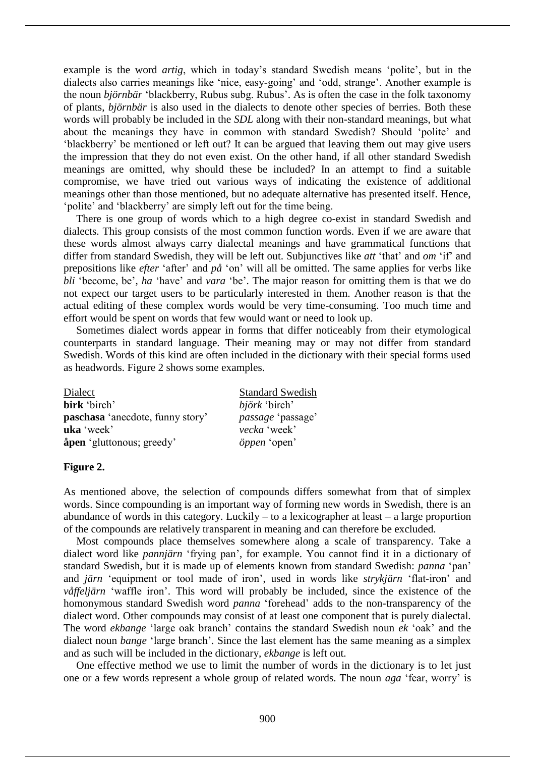example is the word *artig*, which in today's standard Swedish means 'polite', but in the dialects also carries meanings like 'nice, easy-going' and 'odd, strange'. Another example is the noun *björnbär* 'blackberry, Rubus subg. Rubus'. As is often the case in the folk taxonomy of plants, *björnbär* is also used in the dialects to denote other species of berries. Both these words will probably be included in the *SDL* along with their non-standard meanings, but what about the meanings they have in common with standard Swedish? Should 'polite' and 'blackberry' be mentioned or left out? It can be argued that leaving them out may give users the impression that they do not even exist. On the other hand, if all other standard Swedish meanings are omitted, why should these be included? In an attempt to find a suitable compromise, we have tried out various ways of indicating the existence of additional meanings other than those mentioned, but no adequate alternative has presented itself. Hence, 'polite' and 'blackberry' are simply left out for the time being.

There is one group of words which to a high degree co-exist in standard Swedish and dialects. This group consists of the most common function words. Even if we are aware that these words almost always carry dialectal meanings and have grammatical functions that differ from standard Swedish, they will be left out. Subjunctives like *att* 'that' and *om* 'if' and prepositions like *efter* 'after' and *på* 'on' will all be omitted. The same applies for verbs like *bli* 'become, be', *ha* 'have' and *vara* 'be'. The major reason for omitting them is that we do not expect our target users to be particularly interested in them. Another reason is that the actual editing of these complex words would be very time-consuming. Too much time and effort would be spent on words that few would want or need to look up.

Sometimes dialect words appear in forms that differ noticeably from their etymological counterparts in standard language. Their meaning may or may not differ from standard Swedish. Words of this kind are often included in the dictionary with their special forms used as headwords. Figure 2 shows some examples.

| Dialect | Standard Swedish |
|---|---|
| **birk** 'birch' | *björk* 'birch' |
| **paschasa** 'anecdote, funny story' | *passage* 'passage' |
| **uka** 'week' | *vecka* 'week' |
| **åpen** 'gluttonous; greedy' | *öppen* 'open' |

**Figure 2.**

As mentioned above, the selection of compounds differs somewhat from that of simplex words. Since compounding is an important way of forming new words in Swedish, there is an abundance of words in this category. Luckily – to a lexicographer at least – a large proportion of the compounds are relatively transparent in meaning and can therefore be excluded.

Most compounds place themselves somewhere along a scale of transparency. Take a dialect word like *pannjärn* 'frying pan', for example. You cannot find it in a dictionary of standard Swedish, but it is made up of elements known from standard Swedish: *panna* 'pan' and *järn* 'equipment or tool made of iron', used in words like *strykjärn* 'flat-iron' and *våffeljärn* 'waffle iron'. This word will probably be included, since the existence of the homonymous standard Swedish word *panna* 'forehead' adds to the non-transparency of the dialect word. Other compounds may consist of at least one component that is purely dialectal. The word *ekbange* 'large oak branch' contains the standard Swedish noun *ek* 'oak' and the dialect noun *bange* 'large branch'. Since the last element has the same meaning as a simplex and as such will be included in the dictionary, *ekbange* is left out.

One effective method we use to limit the number of words in the dictionary is to let just one or a few words represent a whole group of related words. The noun *aga* 'fear, worry' is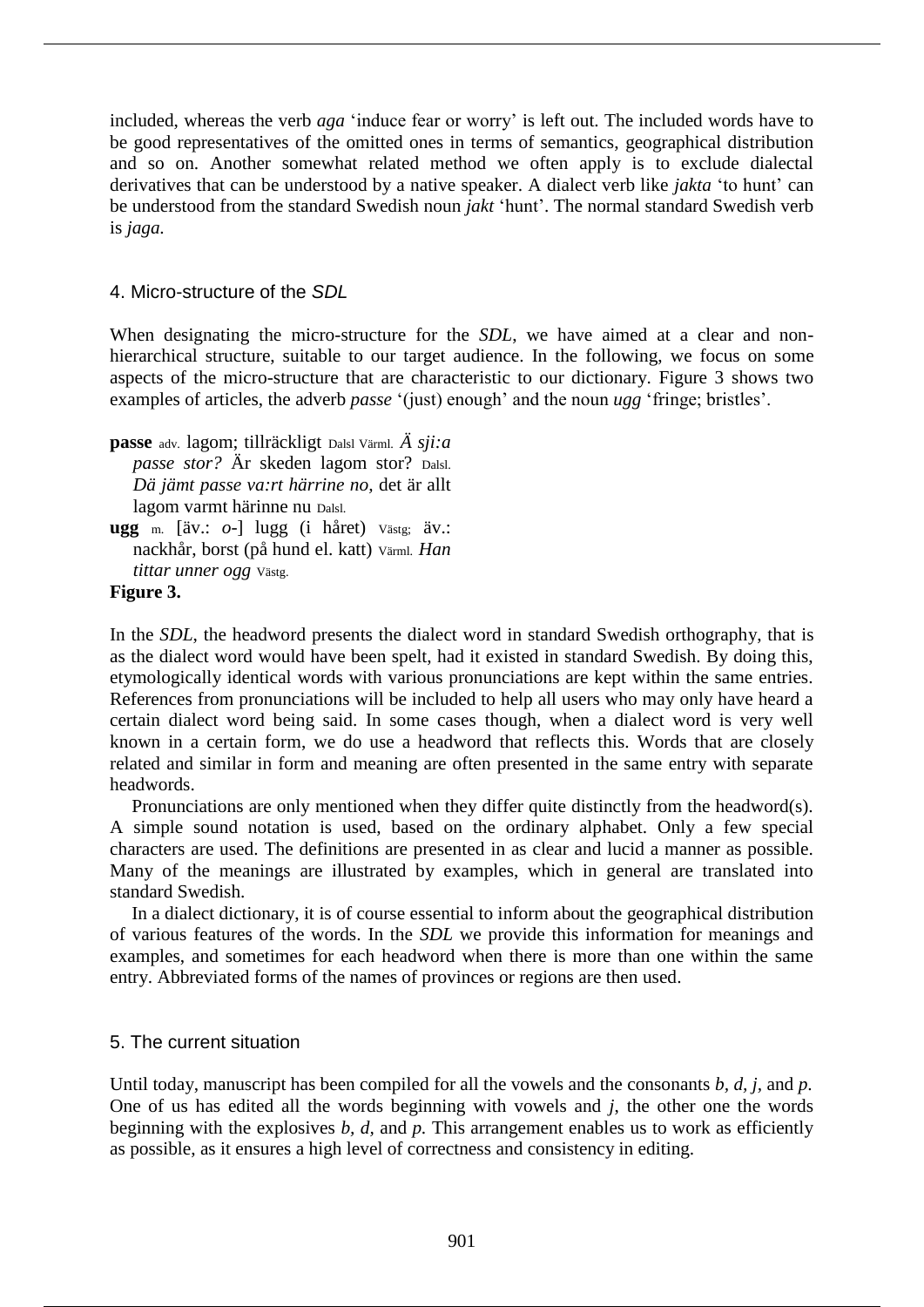included, whereas the verb *aga* 'induce fear or worry' is left out. The included words have to be good representatives of the omitted ones in terms of semantics, geographical distribution and so on. Another somewhat related method we often apply is to exclude dialectal derivatives that can be understood by a native speaker. A dialect verb like *jakta* 'to hunt' can be understood from the standard Swedish noun *jakt* 'hunt'. The normal standard Swedish verb is *jaga*.

## 4. Micro-structure of the *SDL*

When designating the micro-structure for the *SDL*, we have aimed at a clear and non-hierarchical structure, suitable to our target audience. In the following, we focus on some aspects of the micro-structure that are characteristic to our dictionary. Figure 3 shows two examples of articles, the adverb *passe* '(just) enough' and the noun *ugg* 'fringe; bristles'.

**passe** adv. lagom; tillräckligt Dalsl Värml. *Ä sji:a passe stor?* Är skeden lagom stor? Dalsl. *Dä jämt passe va:rt härrine no,* det är allt lagom varmt härinne nu Dalsl.

**ugg** m. [äv.: *o*-] lugg (i håret) Västg; äv.: nackhår, borst (på hund el. katt) Värml. *Han tittar unner ogg* Västg.

**Figure 3.**

In the *SDL*, the headword presents the dialect word in standard Swedish orthography, that is as the dialect word would have been spelt, had it existed in standard Swedish. By doing this, etymologically identical words with various pronunciations are kept within the same entries. References from pronunciations will be included to help all users who may only have heard a certain dialect word being said. In some cases though, when a dialect word is very well known in a certain form, we do use a headword that reflects this. Words that are closely related and similar in form and meaning are often presented in the same entry with separate headwords.

Pronunciations are only mentioned when they differ quite distinctly from the headword(s). A simple sound notation is used, based on the ordinary alphabet. Only a few special characters are used. The definitions are presented in as clear and lucid a manner as possible. Many of the meanings are illustrated by examples, which in general are translated into standard Swedish.

In a dialect dictionary, it is of course essential to inform about the geographical distribution of various features of the words. In the *SDL* we provide this information for meanings and examples, and sometimes for each headword when there is more than one within the same entry. Abbreviated forms of the names of provinces or regions are then used.

## 5. The current situation

Until today, manuscript has been compiled for all the vowels and the consonants *b, d, j,* and *p*. One of us has edited all the words beginning with vowels and *j*, the other one the words beginning with the explosives *b, d,* and *p*. This arrangement enables us to work as efficiently as possible, as it ensures a high level of correctness and consistency in editing.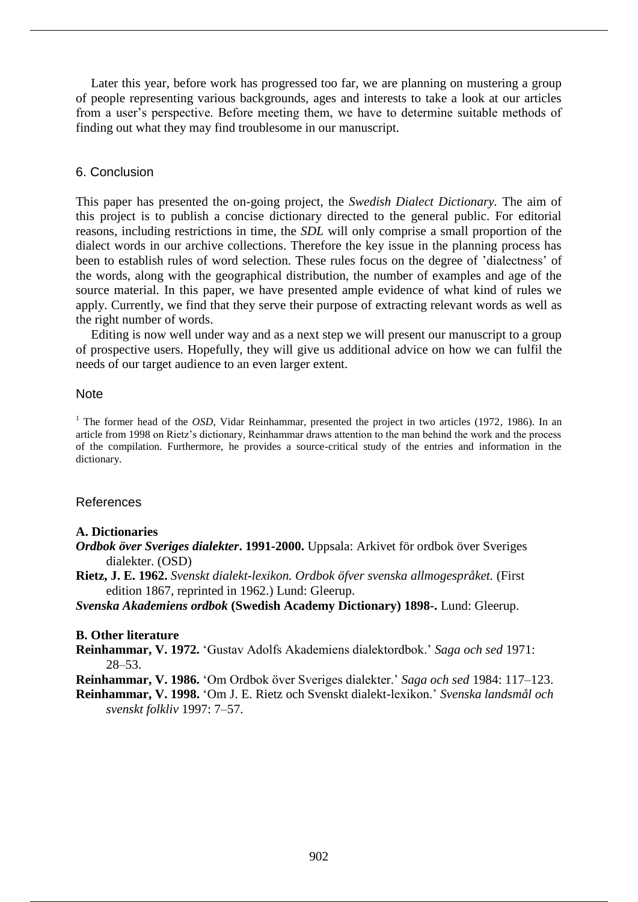Later this year, before work has progressed too far, we are planning on mustering a group of people representing various backgrounds, ages and interests to take a look at our articles from a user's perspective. Before meeting them, we have to determine suitable methods of finding out what they may find troublesome in our manuscript.

## 6. Conclusion

This paper has presented the on-going project, the *Swedish Dialect Dictionary.* The aim of this project is to publish a concise dictionary directed to the general public. For editorial reasons, including restrictions in time, the *SDL* will only comprise a small proportion of the dialect words in our archive collections. Therefore the key issue in the planning process has been to establish rules of word selection. These rules focus on the degree of 'dialectness' of the words, along with the geographical distribution, the number of examples and age of the source material. In this paper, we have presented ample evidence of what kind of rules we apply. Currently, we find that they serve their purpose of extracting relevant words as well as the right number of words.

Editing is now well under way and as a next step we will present our manuscript to a group of prospective users. Hopefully, they will give us additional advice on how we can fulfil the needs of our target audience to an even larger extent.

## Note

[1] The former head of the *OSD*, Vidar Reinhammar, presented the project in two articles (1972, 1986). In an article from 1998 on Rietz's dictionary, Reinhammar draws attention to the man behind the work and the process of the compilation. Furthermore, he provides a source-critical study of the entries and information in the dictionary.

## References

### A. Dictionaries

***Ordbok över Sveriges dialekter*. 1991-2000.** Uppsala: Arkivet för ordbok över Sveriges dialekter. (OSD)

**Rietz, J. E. 1962.** *Svenskt dialekt-lexikon. Ordbok öfver svenska allmogespråket.* (First edition 1867, reprinted in 1962.) Lund: Gleerup.

***Svenska Akademiens ordbok* (Swedish Academy Dictionary) 1898-.** Lund: Gleerup.

### B. Other literature

**Reinhammar, V. 1972.** 'Gustav Adolfs Akademiens dialektordbok.' *Saga och sed* 1971: 28–53.

**Reinhammar, V. 1986.** 'Om Ordbok över Sveriges dialekter.' *Saga och sed* 1984: 117–123.

**Reinhammar, V. 1998.** 'Om J. E. Rietz och Svenskt dialekt-lexikon.' *Svenska landsmål och svenskt folkliv* 1997: 7–57.